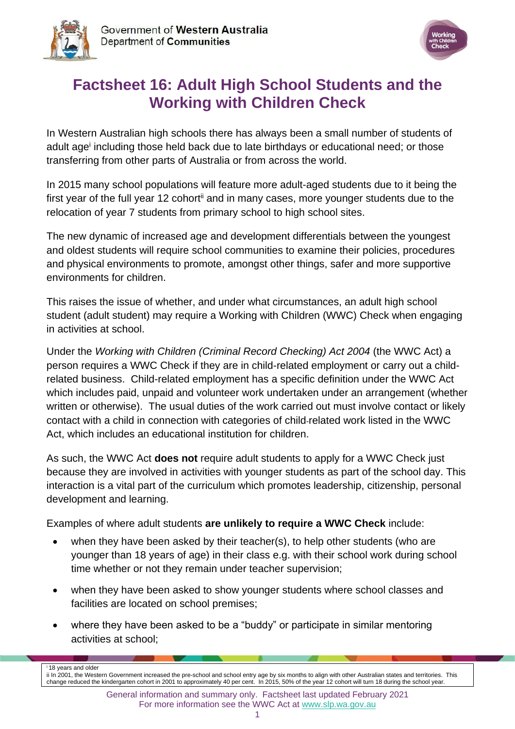Government of **Western Australia**
Department of **Communities**

# Factsheet 16: Adult High School Students and the Working with Children Check

In Western Australian high schools there has always been a small number of students of adult age[i] including those held back due to late birthdays or educational need; or those transferring from other parts of Australia or from across the world.

In 2015 many school populations will feature more adult-aged students due to it being the first year of the full year 12 cohort[ii] and in many cases, more younger students due to the relocation of year 7 students from primary school to high school sites.

The new dynamic of increased age and development differentials between the youngest and oldest students will require school communities to examine their policies, procedures and physical environments to promote, amongst other things, safer and more supportive environments for children.

This raises the issue of whether, and under what circumstances, an adult high school student (adult student) may require a Working with Children (WWC) Check when engaging in activities at school.

Under the *Working with Children (Criminal Record Checking) Act 2004* (the WWC Act) a person requires a WWC Check if they are in child-related employment or carry out a child-related business. Child-related employment has a specific definition under the WWC Act which includes paid, unpaid and volunteer work undertaken under an arrangement (whether written or otherwise). The usual duties of the work carried out must involve contact or likely contact with a child in connection with categories of child-related work listed in the WWC Act, which includes an educational institution for children.

As such, the WWC Act **does not** require adult students to apply for a WWC Check just because they are involved in activities with younger students as part of the school day. This interaction is a vital part of the curriculum which promotes leadership, citizenship, personal development and learning.

Examples of where adult students **are unlikely to require a WWC Check** include:

- when they have been asked by their teacher(s), to help other students (who are younger than 18 years of age) in their class e.g. with their school work during school time whether or not they remain under teacher supervision;
- when they have been asked to show younger students where school classes and facilities are located on school premises;
- where they have been asked to be a "buddy" or participate in similar mentoring activities at school;

---

[i] 18 years and older
[ii] In 2001, the Western Government increased the pre-school and school entry age by six months to align with other Australian states and territories. This change reduced the kindergarten cohort in 2001 to approximately 40 per cent. In 2015, 50% of the year 12 cohort will turn 18 during the school year.

General information and summary only. Factsheet last updated February 2021
For more information see the WWC Act at www.slp.wa.gov.au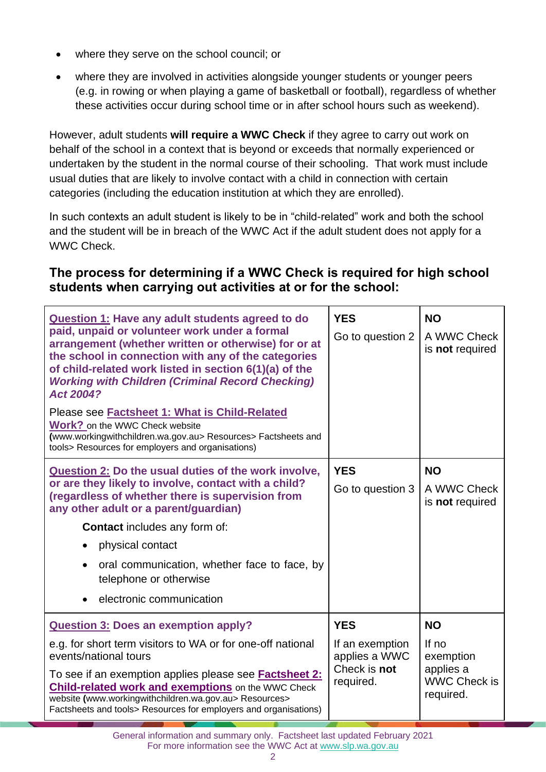- where they serve on the school council; or
- where they are involved in activities alongside younger students or younger peers (e.g. in rowing or when playing a game of basketball or football), regardless of whether these activities occur during school time or in after school hours such as weekend).

However, adult students **will require a WWC Check** if they agree to carry out work on behalf of the school in a context that is beyond or exceeds that normally experienced or undertaken by the student in the normal course of their schooling. That work must include usual duties that are likely to involve contact with a child in connection with certain categories (including the education institution at which they are enrolled).

In such contexts an adult student is likely to be in "child-related" work and both the school and the student will be in breach of the WWC Act if the adult student does not apply for a WWC Check.

## The process for determining if a WWC Check is required for high school students when carrying out activities at or for the school:

| Question | YES | NO |
| --- | --- | --- |
| **Question 1: Have any adult students agreed to do paid, unpaid or volunteer work under a formal arrangement (whether written or otherwise) for or at the school in connection with any of the categories of child-related work listed in section 6(1)(a) of the *Working with Children (Criminal Record Checking) Act 2004?*** <br><br> Please see **Factsheet 1: What is Child-Related Work?** on the WWC Check website (www.workingwithchildren.wa.gov.au> Resources> Factsheets and tools> Resources for employers and organisations) | **YES** <br> Go to question 2 | **NO** <br> A WWC Check is **not** required |
| **Question 2: Do the usual duties of the work involve, or are they likely to involve, contact with a child? (regardless of whether there is supervision from any other adult or a parent/guardian)** <br><br> **Contact** includes any form of: <br> • physical contact <br> • oral communication, whether face to face, by telephone or otherwise <br> • electronic communication | **YES** <br> Go to question 3 | **NO** <br> A WWC Check is **not** required |
| **Question 3: Does an exemption apply?** <br><br> e.g. for short term visitors to WA or for one-off national events/national tours <br><br> To see if an exemption applies please see **Factsheet 2: Child-related work and exemptions** on the WWC Check website (www.workingwithchildren.wa.gov.au> Resources> Factsheets and tools> Resources for employers and organisations) | **YES** <br> If an exemption applies a WWC Check is **not** required. | **NO** <br> If no exemption applies a WWC Check is required. |

General information and summary only. Factsheet last updated February 2021
For more information see the WWC Act at www.slp.wa.gov.au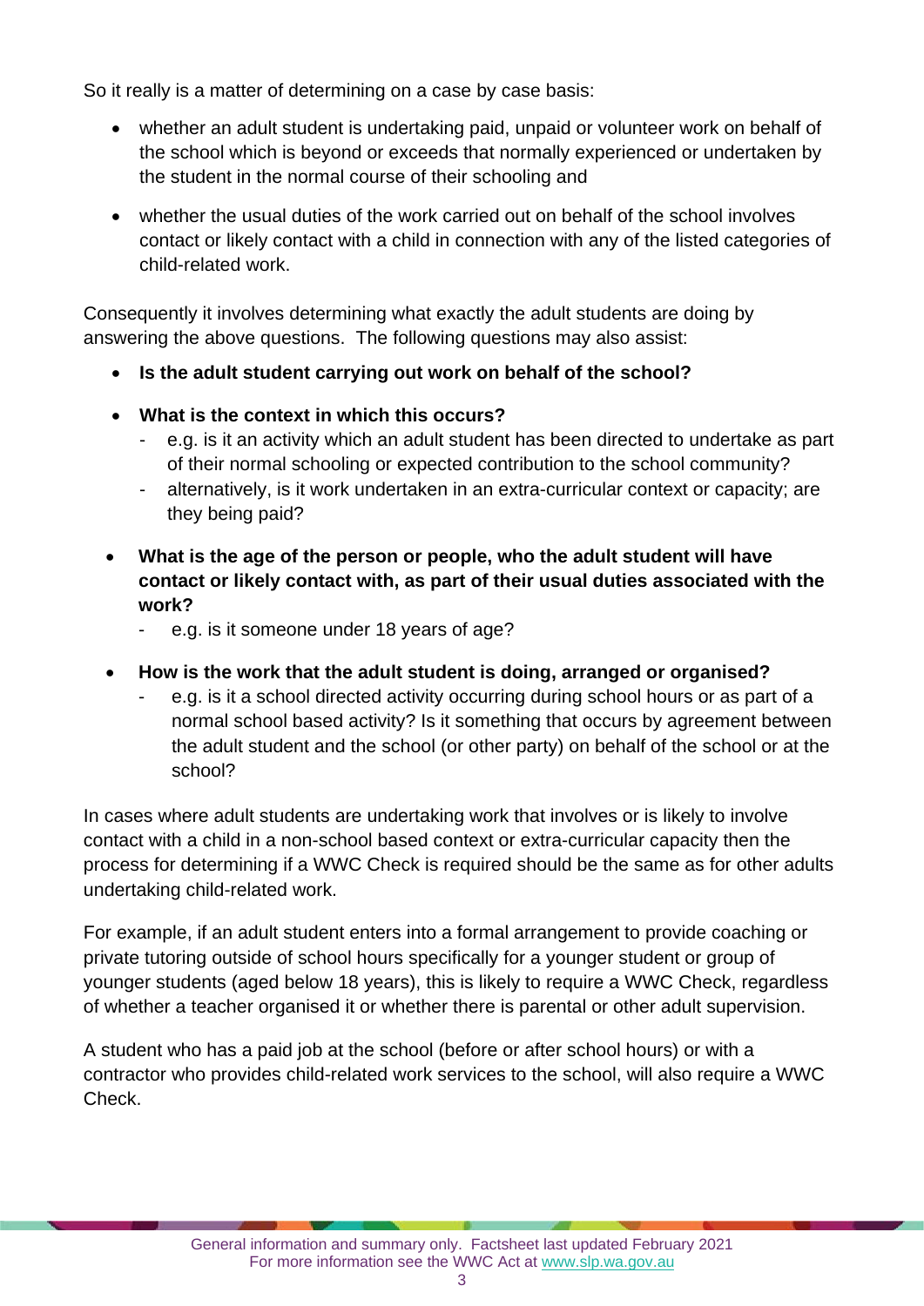So it really is a matter of determining on a case by case basis:

- whether an adult student is undertaking paid, unpaid or volunteer work on behalf of the school which is beyond or exceeds that normally experienced or undertaken by the student in the normal course of their schooling and
- whether the usual duties of the work carried out on behalf of the school involves contact or likely contact with a child in connection with any of the listed categories of child-related work.

Consequently it involves determining what exactly the adult students are doing by answering the above questions. The following questions may also assist:

- **Is the adult student carrying out work on behalf of the school?**
- **What is the context in which this occurs?**
  - e.g. is it an activity which an adult student has been directed to undertake as part of their normal schooling or expected contribution to the school community?
  - alternatively, is it work undertaken in an extra-curricular context or capacity; are they being paid?
- **What is the age of the person or people, who the adult student will have contact or likely contact with, as part of their usual duties associated with the work?**
  - e.g. is it someone under 18 years of age?
- **How is the work that the adult student is doing, arranged or organised?**
  - e.g. is it a school directed activity occurring during school hours or as part of a normal school based activity? Is it something that occurs by agreement between the adult student and the school (or other party) on behalf of the school or at the school?

In cases where adult students are undertaking work that involves or is likely to involve contact with a child in a non-school based context or extra-curricular capacity then the process for determining if a WWC Check is required should be the same as for other adults undertaking child-related work.

For example, if an adult student enters into a formal arrangement to provide coaching or private tutoring outside of school hours specifically for a younger student or group of younger students (aged below 18 years), this is likely to require a WWC Check, regardless of whether a teacher organised it or whether there is parental or other adult supervision.

A student who has a paid job at the school (before or after school hours) or with a contractor who provides child-related work services to the school, will also require a WWC Check.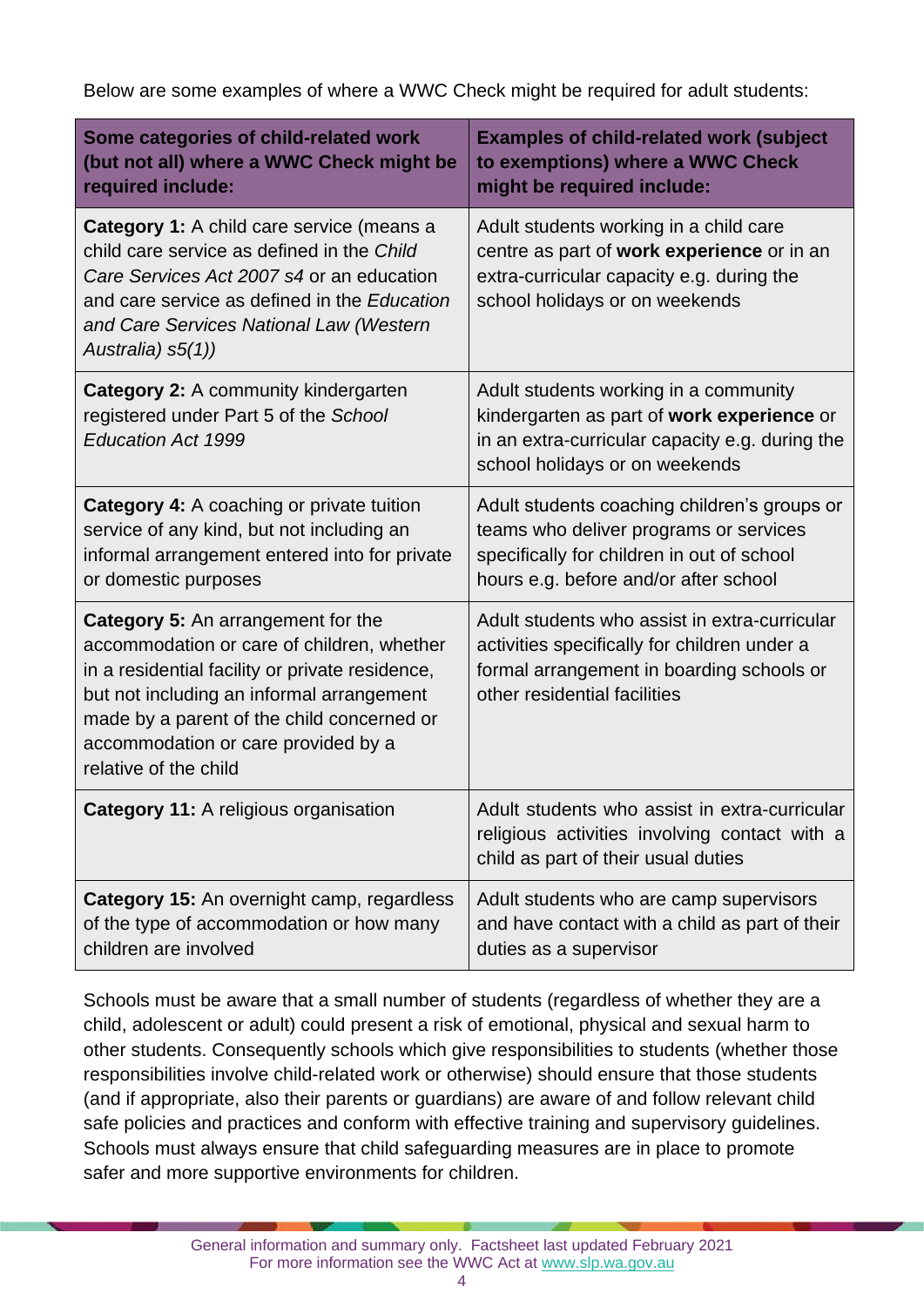Below are some examples of where a WWC Check might be required for adult students:

| Some categories of child-related work (but not all) where a WWC Check might be required include: | Examples of child-related work (subject to exemptions) where a WWC Check might be required include: |
|---|---|
| **Category 1:** A child care service (means a child care service as defined in the *Child Care Services Act 2007 s4* or an education and care service as defined in the *Education and Care Services National Law (Western Australia) s5(1))* | Adult students working in a child care centre as part of **work experience** or in an extra-curricular capacity e.g. during the school holidays or on weekends |
| **Category 2:** A community kindergarten registered under Part 5 of the *School Education Act 1999* | Adult students working in a community kindergarten as part of **work experience** or in an extra-curricular capacity e.g. during the school holidays or on weekends |
| **Category 4:** A coaching or private tuition service of any kind, but not including an informal arrangement entered into for private or domestic purposes | Adult students coaching children's groups or teams who deliver programs or services specifically for children in out of school hours e.g. before and/or after school |
| **Category 5:** An arrangement for the accommodation or care of children, whether in a residential facility or private residence, but not including an informal arrangement made by a parent of the child concerned or accommodation or care provided by a relative of the child | Adult students who assist in extra-curricular activities specifically for children under a formal arrangement in boarding schools or other residential facilities |
| **Category 11:** A religious organisation | Adult students who assist in extra-curricular religious activities involving contact with a child as part of their usual duties |
| **Category 15:** An overnight camp, regardless of the type of accommodation or how many children are involved | Adult students who are camp supervisors and have contact with a child as part of their duties as a supervisor |

Schools must be aware that a small number of students (regardless of whether they are a child, adolescent or adult) could present a risk of emotional, physical and sexual harm to other students. Consequently schools which give responsibilities to students (whether those responsibilities involve child-related work or otherwise) should ensure that those students (and if appropriate, also their parents or guardians) are aware of and follow relevant child safe policies and practices and conform with effective training and supervisory guidelines. Schools must always ensure that child safeguarding measures are in place to promote safer and more supportive environments for children.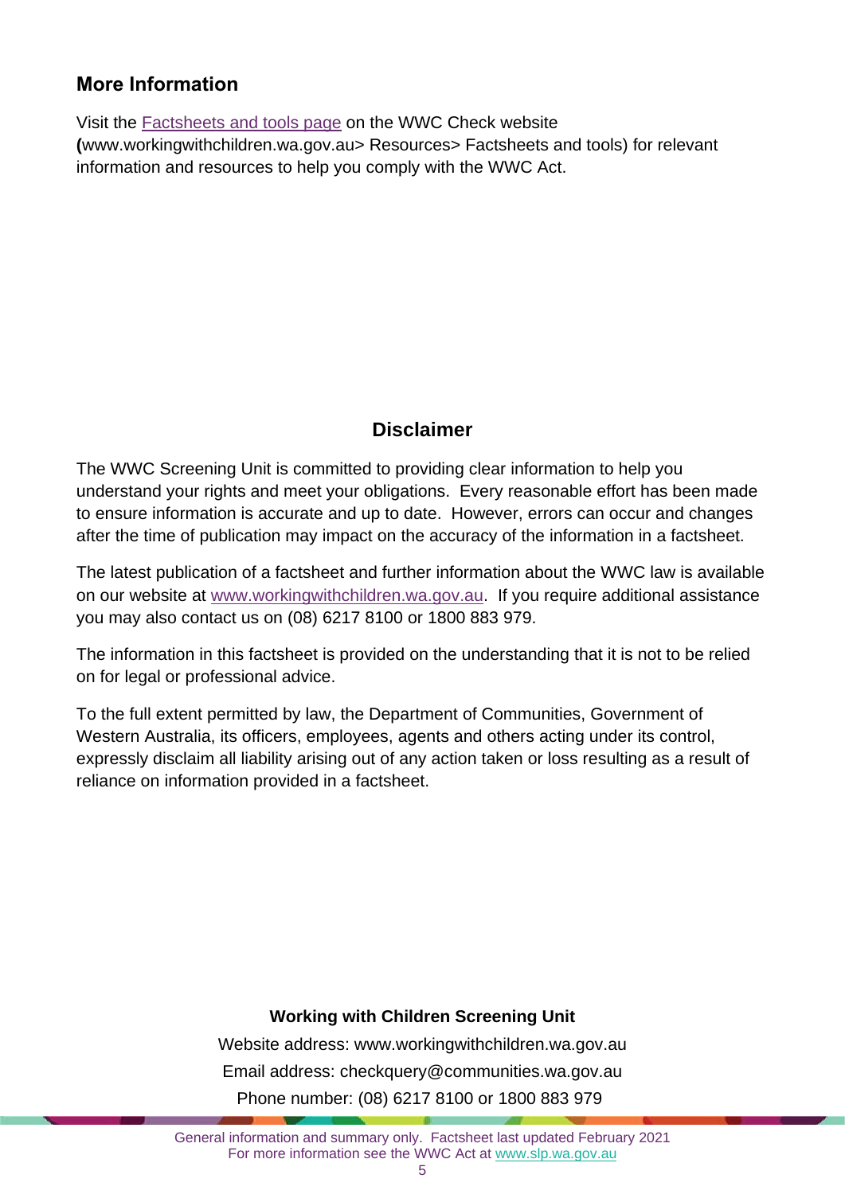## More Information

Visit the [Factsheets and tools page](www.workingwithchildren.wa.gov.au) on the WWC Check website **(**www.workingwithchildren.wa.gov.au> Resources> Factsheets and tools) for relevant information and resources to help you comply with the WWC Act.

## Disclaimer

The WWC Screening Unit is committed to providing clear information to help you understand your rights and meet your obligations. Every reasonable effort has been made to ensure information is accurate and up to date. However, errors can occur and changes after the time of publication may impact on the accuracy of the information in a factsheet.

The latest publication of a factsheet and further information about the WWC law is available on our website at www.workingwithchildren.wa.gov.au. If you require additional assistance you may also contact us on (08) 6217 8100 or 1800 883 979.

The information in this factsheet is provided on the understanding that it is not to be relied on for legal or professional advice.

To the full extent permitted by law, the Department of Communities, Government of Western Australia, its officers, employees, agents and others acting under its control, expressly disclaim all liability arising out of any action taken or loss resulting as a result of reliance on information provided in a factsheet.

**Working with Children Screening Unit**

Website address: www.workingwithchildren.wa.gov.au

Email address: checkquery@communities.wa.gov.au

Phone number: (08) 6217 8100 or 1800 883 979

General information and summary only. Factsheet last updated February 2021
For more information see the WWC Act at www.slp.wa.gov.au